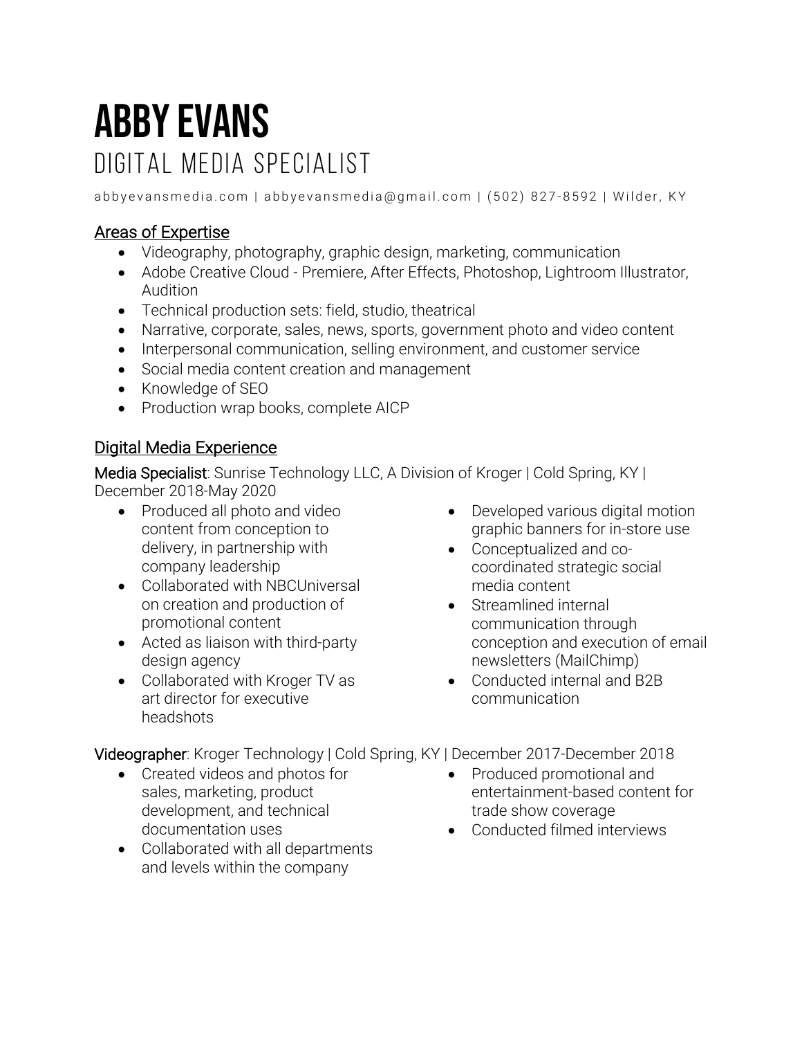# ABBY EVANS

## DIGITAL MEDIA SPECIALIST

abbyevansmedia.com | abbyevansmedia@gmail.com | (502) 827-8592 | Wilder, KY

### Areas of Expertise

- Videography, photography, graphic design, marketing, communication
- Adobe Creative Cloud - Premiere, After Effects, Photoshop, Lightroom Illustrator, Audition
- Technical production sets: field, studio, theatrical
- Narrative, corporate, sales, news, sports, government photo and video content
- Interpersonal communication, selling environment, and customer service
- Social media content creation and management
- Knowledge of SEO
- Production wrap books, complete AICP

### Digital Media Experience

**Media Specialist**: Sunrise Technology LLC, A Division of Kroger | Cold Spring, KY | December 2018-May 2020

- Produced all photo and video content from conception to delivery, in partnership with company leadership
- Collaborated with NBCUniversal on creation and production of promotional content
- Acted as liaison with third-party design agency
- Collaborated with Kroger TV as art director for executive headshots
- Developed various digital motion graphic banners for in-store use
- Conceptualized and co-coordinated strategic social media content
- Streamlined internal communication through conception and execution of email newsletters (MailChimp)
- Conducted internal and B2B communication

**Videographer**: Kroger Technology | Cold Spring, KY | December 2017-December 2018

- Created videos and photos for sales, marketing, product development, and technical documentation uses
- Collaborated with all departments and levels within the company
- Produced promotional and entertainment-based content for trade show coverage
- Conducted filmed interviews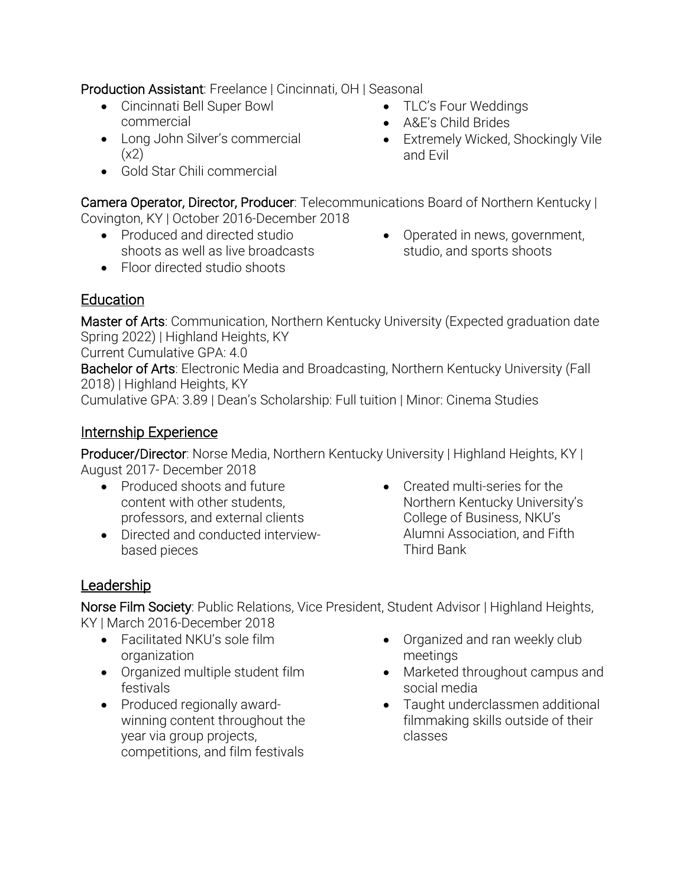**Production Assistant**: Freelance | Cincinnati, OH | Seasonal

- Cincinnati Bell Super Bowl commercial
- Long John Silver's commercial (x2)
- Gold Star Chili commercial
- TLC's Four Weddings
- A&E's Child Brides
- Extremely Wicked, Shockingly Vile and Evil

**Camera Operator, Director, Producer**: Telecommunications Board of Northern Kentucky | Covington, KY | October 2016-December 2018

- Produced and directed studio shoots as well as live broadcasts
- Floor directed studio shoots
- Operated in news, government, studio, and sports shoots

## Education

**Master of Arts**: Communication, Northern Kentucky University (Expected graduation date Spring 2022) | Highland Heights, KY
Current Cumulative GPA: 4.0

**Bachelor of Arts**: Electronic Media and Broadcasting, Northern Kentucky University (Fall 2018) | Highland Heights, KY
Cumulative GPA: 3.89 | Dean's Scholarship: Full tuition | Minor: Cinema Studies

## Internship Experience

**Producer/Director**: Norse Media, Northern Kentucky University | Highland Heights, KY | August 2017- December 2018

- Produced shoots and future content with other students, professors, and external clients
- Directed and conducted interview-based pieces
- Created multi-series for the Northern Kentucky University's College of Business, NKU's Alumni Association, and Fifth Third Bank

## Leadership

**Norse Film Society**: Public Relations, Vice President, Student Advisor | Highland Heights, KY | March 2016-December 2018

- Facilitated NKU's sole film organization
- Organized multiple student film festivals
- Produced regionally award-winning content throughout the year via group projects, competitions, and film festivals
- Organized and ran weekly club meetings
- Marketed throughout campus and social media
- Taught underclassmen additional filmmaking skills outside of their classes